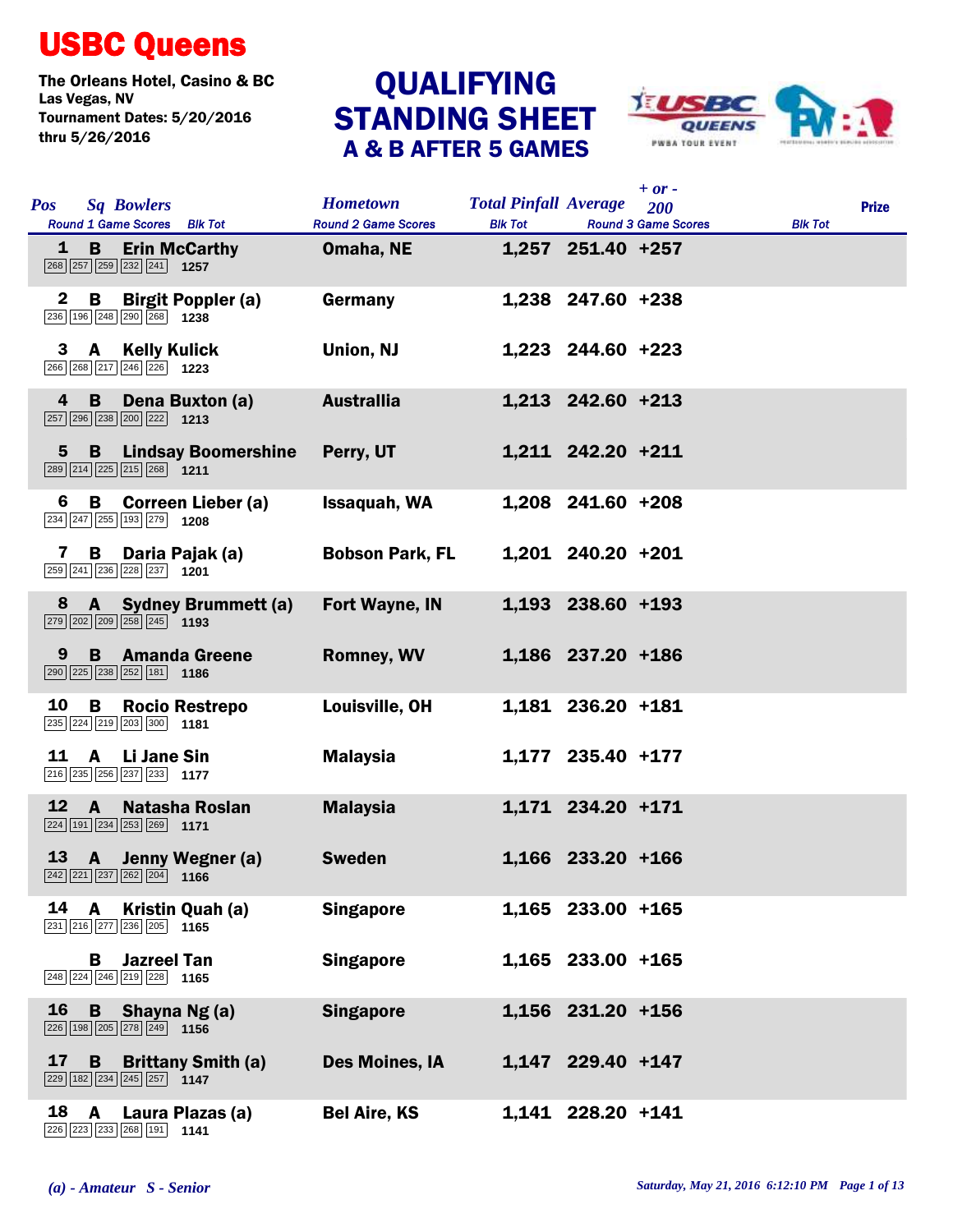# USBC Queens

The Orleans Hotel, Casino & BC
Las Vegas, NV
Tournament Dates: 5/20/2016 thru 5/26/2016

## QUALIFYING STANDING SHEET
### A & B AFTER 5 GAMES

| Pos | Sq | Bowlers | Hometown | Total Pinfall | Average | + or - 200 | Prize |
|---|---|---|---|---|---|---|---|
| 1 | B | Erin McCarthy<br>268 257 259 232 241 1257 | Omaha, NE | 1,257 | 251.40 | +257 | |
| 2 | B | Birgit Poppler (a)<br>236 196 248 290 268 1238 | Germany | 1,238 | 247.60 | +238 | |
| 3 | A | Kelly Kulick<br>266 268 217 246 226 1223 | Union, NJ | 1,223 | 244.60 | +223 | |
| 4 | B | Dena Buxton (a)<br>257 296 238 200 222 1213 | Australlia | 1,213 | 242.60 | +213 | |
| 5 | B | Lindsay Boomershine<br>289 214 225 215 268 1211 | Perry, UT | 1,211 | 242.20 | +211 | |
| 6 | B | Correen Lieber (a)<br>234 247 255 193 279 1208 | Issaquah, WA | 1,208 | 241.60 | +208 | |
| 7 | B | Daria Pajak (a)<br>259 241 236 228 237 1201 | Bobson Park, FL | 1,201 | 240.20 | +201 | |
| 8 | A | Sydney Brummett (a)<br>279 202 209 258 245 1193 | Fort Wayne, IN | 1,193 | 238.60 | +193 | |
| 9 | B | Amanda Greene<br>290 225 238 252 181 1186 | Romney, WV | 1,186 | 237.20 | +186 | |
| 10 | B | Rocio Restrepo<br>235 224 219 203 300 1181 | Louisville, OH | 1,181 | 236.20 | +181 | |
| 11 | A | Li Jane Sin<br>216 235 256 237 233 1177 | Malaysia | 1,177 | 235.40 | +177 | |
| 12 | A | Natasha Roslan<br>224 191 234 253 269 1171 | Malaysia | 1,171 | 234.20 | +171 | |
| 13 | A | Jenny Wegner (a)<br>242 221 237 262 204 1166 | Sweden | 1,166 | 233.20 | +166 | |
| 14 | A | Kristin Quah (a)<br>231 216 277 236 205 1165 | Singapore | 1,165 | 233.00 | +165 | |
| | B | Jazreel Tan<br>248 224 246 219 228 1165 | Singapore | 1,165 | 233.00 | +165 | |
| 16 | B | Shayna Ng (a)<br>226 198 205 278 249 1156 | Singapore | 1,156 | 231.20 | +156 | |
| 17 | B | Brittany Smith (a)<br>229 182 234 245 257 1147 | Des Moines, IA | 1,147 | 229.40 | +147 | |
| 18 | A | Laura Plazas (a)<br>226 223 233 268 191 1141 | Bel Aire, KS | 1,141 | 228.20 | +141 | |

*(a) - Amateur S - Senior*

*Saturday, May 21, 2016 6:12:10 PM*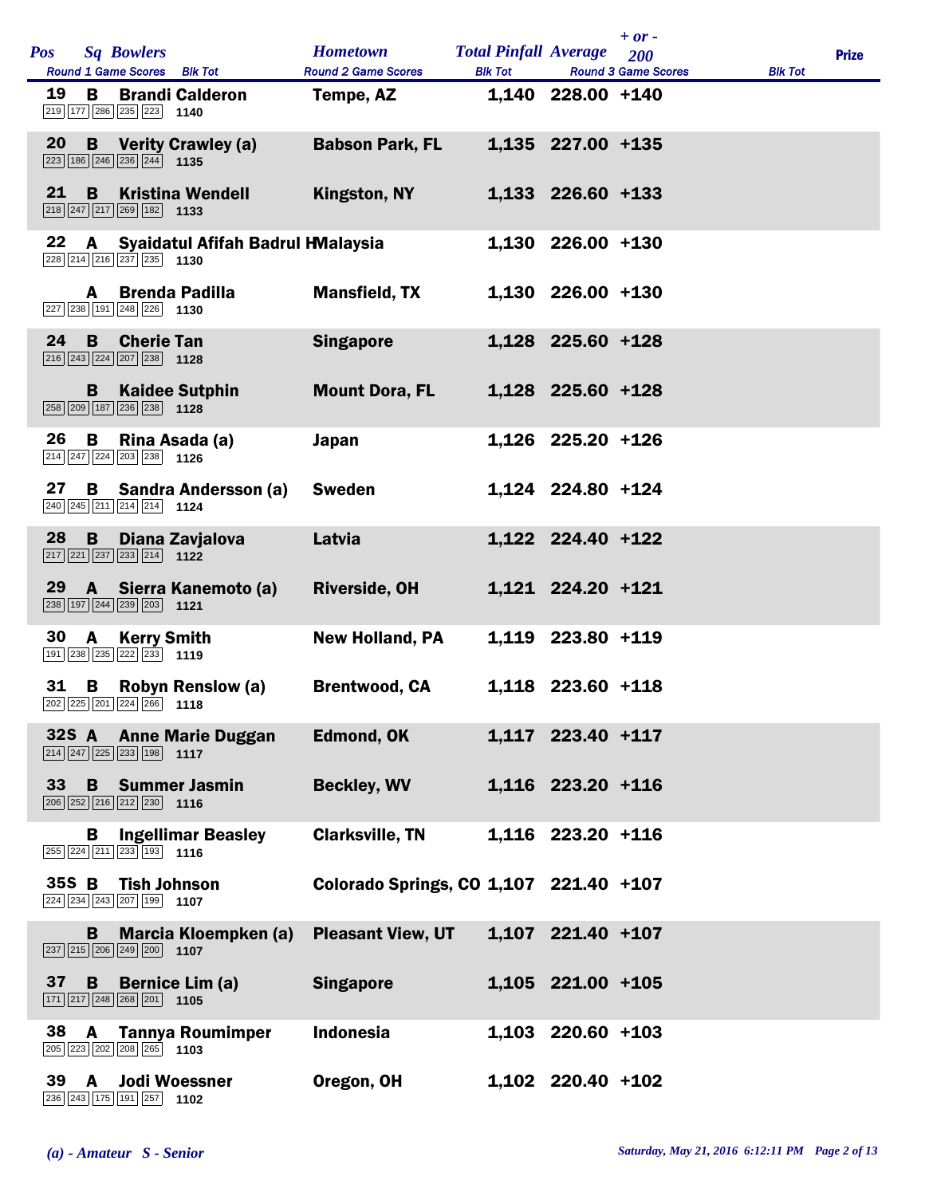| Pos | Sq | Bowlers | Hometown | Total Pinfall | Average | + or - 200 | Prize |
|---|---|---|---|---|---|---|---|
| 19 | B | Brandi Calderon<br>219 177 286 235 223 1140 | Tempe, AZ | 1,140 | 228.00 | +140 | |
| 20 | B | Verity Crawley (a)<br>223 186 246 236 244 1135 | Babson Park, FL | 1,135 | 227.00 | +135 | |
| 21 | B | Kristina Wendell<br>218 247 217 269 182 1133 | Kingston, NY | 1,133 | 226.60 | +133 | |
| 22 | A | Syaidatul Afifah Badrul H<br>228 214 216 237 235 1130 | Malaysia | 1,130 | 226.00 | +130 | |
| | A | Brenda Padilla<br>227 238 191 248 226 1130 | Mansfield, TX | 1,130 | 226.00 | +130 | |
| 24 | B | Cherie Tan<br>216 243 224 207 238 1128 | Singapore | 1,128 | 225.60 | +128 | |
| | B | Kaidee Sutphin<br>258 209 187 236 238 1128 | Mount Dora, FL | 1,128 | 225.60 | +128 | |
| 26 | B | Rina Asada (a)<br>214 247 224 203 238 1126 | Japan | 1,126 | 225.20 | +126 | |
| 27 | B | Sandra Andersson (a)<br>240 245 211 214 214 1124 | Sweden | 1,124 | 224.80 | +124 | |
| 28 | B | Diana Zavjalova<br>217 221 237 233 214 1122 | Latvia | 1,122 | 224.40 | +122 | |
| 29 | A | Sierra Kanemoto (a)<br>238 197 244 239 203 1121 | Riverside, OH | 1,121 | 224.20 | +121 | |
| 30 | A | Kerry Smith<br>191 238 235 222 233 1119 | New Holland, PA | 1,119 | 223.80 | +119 | |
| 31 | B | Robyn Renslow (a)<br>202 225 201 224 266 1118 | Brentwood, CA | 1,118 | 223.60 | +118 | |
| 32S | A | Anne Marie Duggan<br>214 247 225 233 198 1117 | Edmond, OK | 1,117 | 223.40 | +117 | |
| 33 | B | Summer Jasmin<br>206 252 216 212 230 1116 | Beckley, WV | 1,116 | 223.20 | +116 | |
| | B | Ingellimar Beasley<br>255 224 211 233 193 1116 | Clarksville, TN | 1,116 | 223.20 | +116 | |
| 35S | B | Tish Johnson<br>224 234 243 207 199 1107 | Colorado Springs, CO | 1,107 | 221.40 | +107 | |
| | B | Marcia Kloempken (a)<br>237 215 206 249 200 1107 | Pleasant View, UT | 1,107 | 221.40 | +107 | |
| 37 | B | Bernice Lim (a)<br>171 217 248 268 201 1105 | Singapore | 1,105 | 221.00 | +105 | |
| 38 | A | Tannya Roumimper<br>205 223 202 208 265 1103 | Indonesia | 1,103 | 220.60 | +103 | |
| 39 | A | Jodi Woessner<br>236 243 175 191 257 1102 | Oregon, OH | 1,102 | 220.40 | +102 | |

*(a) - Amateur S - Senior*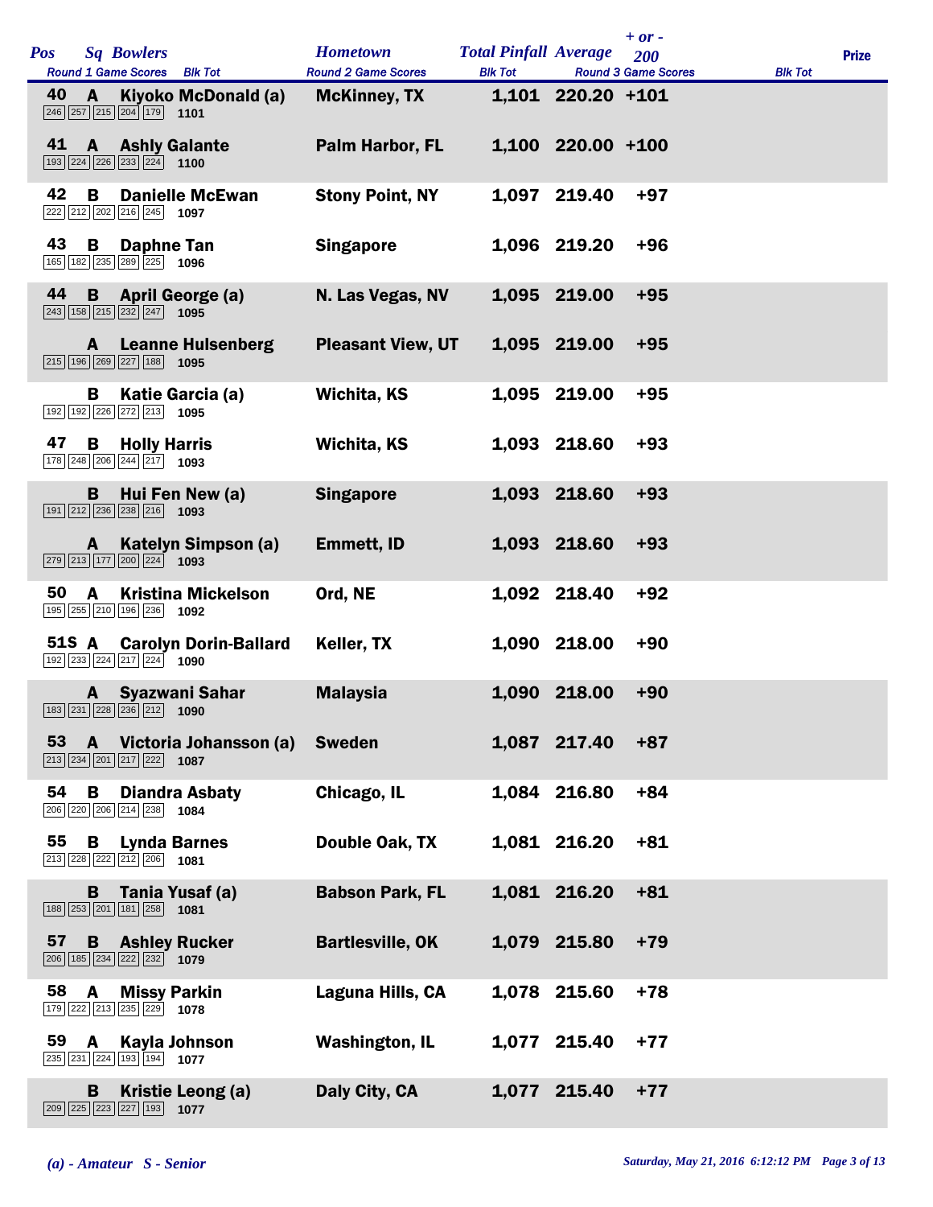| Pos | Sq | Bowlers | Hometown | Total Pinfall | Average | + or - 200 | Prize |
|---|---|---|---|---|---|---|---|
| | | Round 1 Game Scores / Blk Tot | Round 2 Game Scores / Blk Tot | | Round 3 Game Scores / Blk Tot | | |
| 40 | A | Kiyoko McDonald (a) — 246 257 215 204 179 — 1101 | McKinney, TX | 1,101 | 220.20 | +101 | |
| 41 | A | Ashly Galante — 193 224 226 233 224 — 1100 | Palm Harbor, FL | 1,100 | 220.00 | +100 | |
| 42 | B | Danielle McEwan — 222 212 202 216 245 — 1097 | Stony Point, NY | 1,097 | 219.40 | +97 | |
| 43 | B | Daphne Tan — 165 182 235 289 225 — 1096 | Singapore | 1,096 | 219.20 | +96 | |
| 44 | B | April George (a) — 243 158 215 232 247 — 1095 | N. Las Vegas, NV | 1,095 | 219.00 | +95 | |
| | A | Leanne Hulsenberg — 215 196 269 227 188 — 1095 | Pleasant View, UT | 1,095 | 219.00 | +95 | |
| | B | Katie Garcia (a) — 192 192 226 272 213 — 1095 | Wichita, KS | 1,095 | 219.00 | +95 | |
| 47 | B | Holly Harris — 178 248 206 244 217 — 1093 | Wichita, KS | 1,093 | 218.60 | +93 | |
| | B | Hui Fen New (a) — 191 212 236 238 216 — 1093 | Singapore | 1,093 | 218.60 | +93 | |
| | A | Katelyn Simpson (a) — 279 213 177 200 224 — 1093 | Emmett, ID | 1,093 | 218.60 | +93 | |
| 50 | A | Kristina Mickelson — 195 255 210 196 236 — 1092 | Ord, NE | 1,092 | 218.40 | +92 | |
| 51S | A | Carolyn Dorin-Ballard — 192 233 224 217 224 — 1090 | Keller, TX | 1,090 | 218.00 | +90 | |
| | A | Syazwani Sahar — 183 231 228 236 212 — 1090 | Malaysia | 1,090 | 218.00 | +90 | |
| 53 | A | Victoria Johansson (a) — 213 234 201 217 222 — 1087 | Sweden | 1,087 | 217.40 | +87 | |
| 54 | B | Diandra Asbaty — 206 220 206 214 238 — 1084 | Chicago, IL | 1,084 | 216.80 | +84 | |
| 55 | B | Lynda Barnes — 213 228 222 212 206 — 1081 | Double Oak, TX | 1,081 | 216.20 | +81 | |
| | B | Tania Yusaf (a) — 188 253 201 181 258 — 1081 | Babson Park, FL | 1,081 | 216.20 | +81 | |
| 57 | B | Ashley Rucker — 206 185 234 222 232 — 1079 | Bartlesville, OK | 1,079 | 215.80 | +79 | |
| 58 | A | Missy Parkin — 179 222 213 235 229 — 1078 | Laguna Hills, CA | 1,078 | 215.60 | +78 | |
| 59 | A | Kayla Johnson — 235 231 224 193 194 — 1077 | Washington, IL | 1,077 | 215.40 | +77 | |
| | B | Kristie Leong (a) — 209 225 223 227 193 — 1077 | Daly City, CA | 1,077 | 215.40 | +77 | |

*(a) - Amateur S - Senior*

*Saturday, May 21, 2016 6:12:12 PM*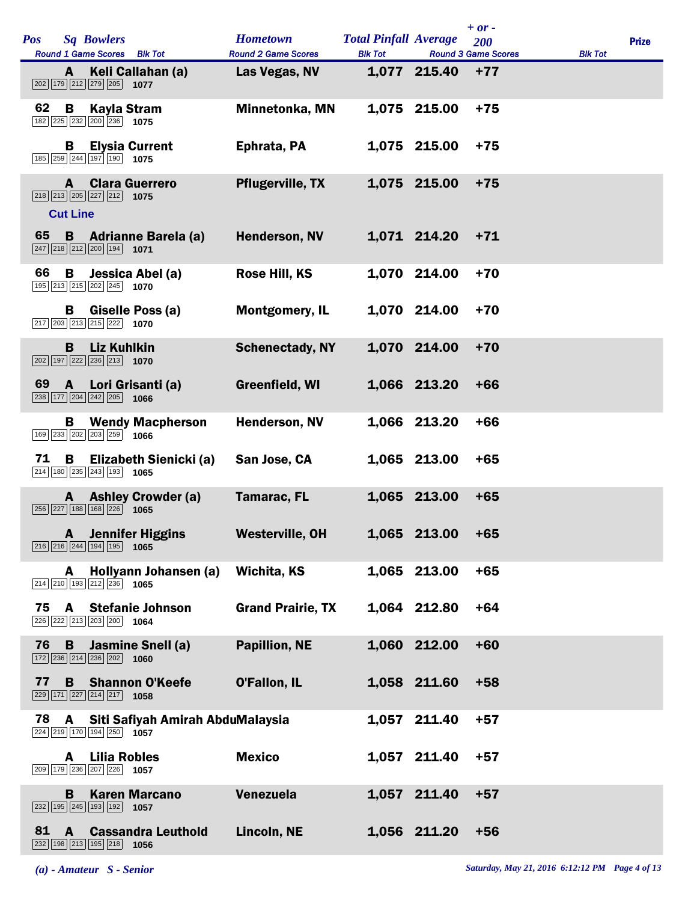| Pos | Sq | Bowlers | Round 1 Game Scores | Blk Tot | Hometown | Total Pinfall | Average | + or - 200 | Prize |
|---|---|---|---|---|---|---|---|---|---|
| | A | Keli Callahan (a) | 202 179 212 279 205 | 1077 | Las Vegas, NV | 1,077 | 215.40 | +77 | |
| 62 | B | Kayla Stram | 182 225 232 200 236 | 1075 | Minnetonka, MN | 1,075 | 215.00 | +75 | |
| | B | Elysia Current | 185 259 244 197 190 | 1075 | Ephrata, PA | 1,075 | 215.00 | +75 | |
| | A | Clara Guerrero | 218 213 205 227 212 | 1075 | Pflugerville, TX | 1,075 | 215.00 | +75 | |
| **Cut Line** | | | | | | | | | |
| 65 | B | Adrianne Barela (a) | 247 218 212 200 194 | 1071 | Henderson, NV | 1,071 | 214.20 | +71 | |
| 66 | B | Jessica Abel (a) | 195 213 215 202 245 | 1070 | Rose Hill, KS | 1,070 | 214.00 | +70 | |
| | B | Giselle Poss (a) | 217 203 213 215 222 | 1070 | Montgomery, IL | 1,070 | 214.00 | +70 | |
| | B | Liz Kuhlkin | 202 197 222 236 213 | 1070 | Schenectady, NY | 1,070 | 214.00 | +70 | |
| 69 | A | Lori Grisanti (a) | 238 177 204 242 205 | 1066 | Greenfield, WI | 1,066 | 213.20 | +66 | |
| | B | Wendy Macpherson | 169 233 202 203 259 | 1066 | Henderson, NV | 1,066 | 213.20 | +66 | |
| 71 | B | Elizabeth Sienicki (a) | 214 180 235 243 193 | 1065 | San Jose, CA | 1,065 | 213.00 | +65 | |
| | A | Ashley Crowder (a) | 256 227 188 168 226 | 1065 | Tamarac, FL | 1,065 | 213.00 | +65 | |
| | A | Jennifer Higgins | 216 216 244 194 195 | 1065 | Westerville, OH | 1,065 | 213.00 | +65 | |
| | A | Hollyann Johansen (a) | 214 210 193 212 236 | 1065 | Wichita, KS | 1,065 | 213.00 | +65 | |
| 75 | A | Stefanie Johnson | 226 222 213 203 200 | 1064 | Grand Prairie, TX | 1,064 | 212.80 | +64 | |
| 76 | B | Jasmine Snell (a) | 172 236 214 236 202 | 1060 | Papillion, NE | 1,060 | 212.00 | +60 | |
| 77 | B | Shannon O'Keefe | 229 171 227 214 217 | 1058 | O'Fallon, IL | 1,058 | 211.60 | +58 | |
| 78 | A | Siti Safiyah Amirah Abdu | 224 219 170 194 250 | 1057 | Malaysia | 1,057 | 211.40 | +57 | |
| | A | Lilia Robles | 209 179 236 207 226 | 1057 | Mexico | 1,057 | 211.40 | +57 | |
| | B | Karen Marcano | 232 195 245 193 192 | 1057 | Venezuela | 1,057 | 211.40 | +57 | |
| 81 | A | Cassandra Leuthold | 232 198 213 195 218 | 1056 | Lincoln, NE | 1,056 | 211.20 | +56 | |

*(a) - Amateur S - Senior*

*Saturday, May 21, 2016 6:12:12 PM*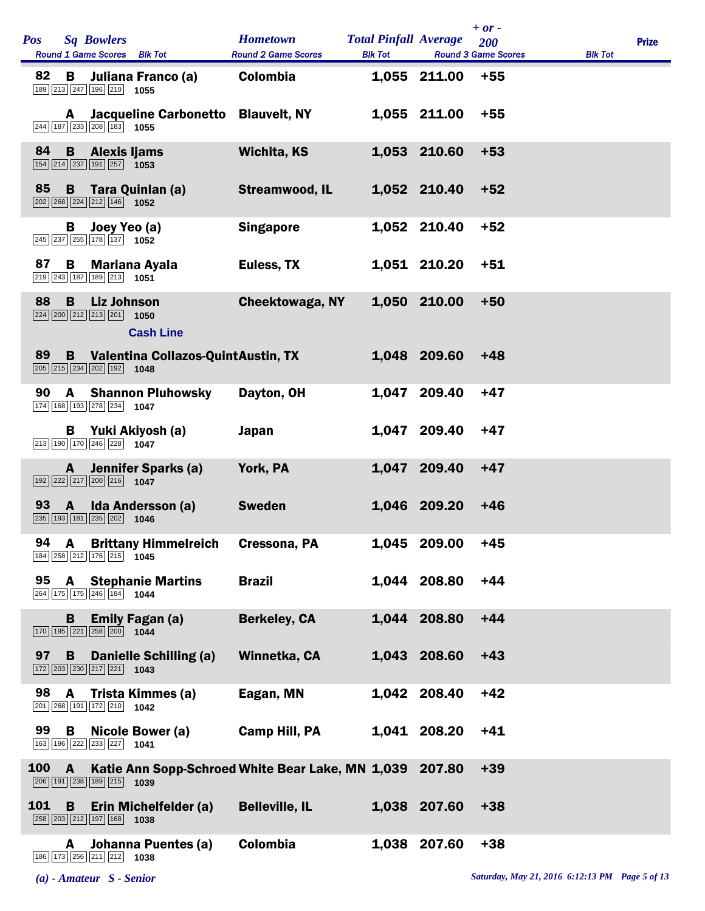| Pos | Sq | Bowlers | Round 1 Game Scores | Blk Tot | Hometown | Total Pinfall | Average | + or - 200 | Round 2 Game Scores | Blk Tot | Round 3 Game Scores | Blk Tot | Prize |
|---|---|---|---|---|---|---|---|---|---|---|---|---|---|
| 82 | B | Juliana Franco (a) | 189 213 247 196 210 | 1055 | Colombia | 1,055 | 211.00 | +55 | | | | | |
| | A | Jacqueline Carbonetto | 244 187 233 208 183 | 1055 | Blauvelt, NY | 1,055 | 211.00 | +55 | | | | | |
| 84 | B | Alexis Ijams | 154 214 237 191 257 | 1053 | Wichita, KS | 1,053 | 210.60 | +53 | | | | | |
| 85 | B | Tara Quinlan (a) | 202 268 224 212 146 | 1052 | Streamwood, IL | 1,052 | 210.40 | +52 | | | | | |
| | B | Joey Yeo (a) | 245 237 255 178 137 | 1052 | Singapore | 1,052 | 210.40 | +52 | | | | | |
| 87 | B | Mariana Ayala | 219 243 187 189 213 | 1051 | Euless, TX | 1,051 | 210.20 | +51 | | | | | |
| 88 | B | Liz Johnson | 224 200 212 213 201 | 1050 | Cheektowaga, NY | 1,050 | 210.00 | +50 | | | | | |
| | | **Cash Line** | | | | | | | | | | | |
| 89 | B | Valentina Collazos-Quint | 205 215 234 202 192 | 1048 | Austin, TX | 1,048 | 209.60 | +48 | | | | | |
| 90 | A | Shannon Pluhowsky | 174 168 193 278 234 | 1047 | Dayton, OH | 1,047 | 209.40 | +47 | | | | | |
| | B | Yuki Akiyosh (a) | 213 190 170 246 228 | 1047 | Japan | 1,047 | 209.40 | +47 | | | | | |
| | A | Jennifer Sparks (a) | 192 222 217 200 216 | 1047 | York, PA | 1,047 | 209.40 | +47 | | | | | |
| 93 | A | Ida Andersson (a) | 235 193 181 235 202 | 1046 | Sweden | 1,046 | 209.20 | +46 | | | | | |
| 94 | A | Brittany Himmelreich | 184 258 212 176 215 | 1045 | Cressona, PA | 1,045 | 209.00 | +45 | | | | | |
| 95 | A | Stephanie Martins | 264 175 175 246 184 | 1044 | Brazil | 1,044 | 208.80 | +44 | | | | | |
| | B | Emily Fagan (a) | 170 195 221 258 200 | 1044 | Berkeley, CA | 1,044 | 208.80 | +44 | | | | | |
| 97 | B | Danielle Schilling (a) | 172 203 230 217 221 | 1043 | Winnetka, CA | 1,043 | 208.60 | +43 | | | | | |
| 98 | A | Trista Kimmes (a) | 201 268 191 172 210 | 1042 | Eagan, MN | 1,042 | 208.40 | +42 | | | | | |
| 99 | B | Nicole Bower (a) | 163 196 222 233 227 | 1041 | Camp Hill, PA | 1,041 | 208.20 | +41 | | | | | |
| 100 | A | Katie Ann Sopp-Schroed | 206 191 238 189 215 | 1039 | White Bear Lake, MN | 1,039 | 207.80 | +39 | | | | | |
| 101 | B | Erin Michelfelder (a) | 258 203 212 197 168 | 1038 | Belleville, IL | 1,038 | 207.60 | +38 | | | | | |
| | A | Johanna Puentes (a) | 186 173 256 211 212 | 1038 | Colombia | 1,038 | 207.60 | +38 | | | | | |

*(a) - Amateur S - Senior*

*Saturday, May 21, 2016 6:12:13 PM*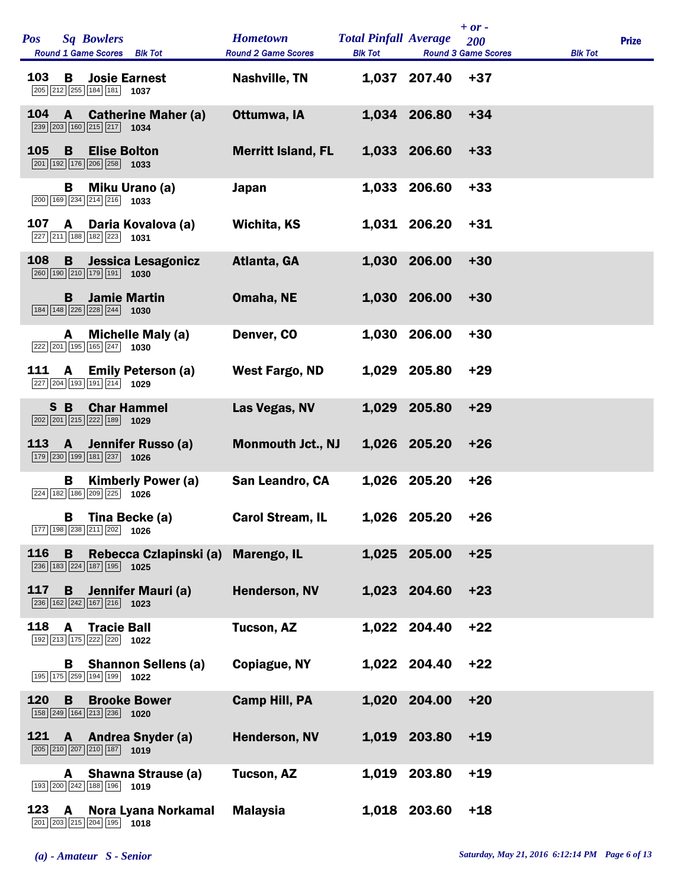| Pos | Sq | Bowlers | Hometown | Total Pinfall | Average | + or - 200 | Prize |
|---|---|---|---|---|---|---|---|
| | | Round 1 Game Scores / Blk Tot | Round 2 Game Scores | Blk Tot | | Round 3 Game Scores / Blk Tot | |
| 103 | B | **Josie Earnest**<br>205 212 255 184 181 1037 | Nashville, TN | 1,037 | 207.40 | +37 | |
| 104 | A | **Catherine Maher (a)**<br>239 203 160 215 217 1034 | Ottumwa, IA | 1,034 | 206.80 | +34 | |
| 105 | B | **Elise Bolton**<br>201 192 176 206 258 1033 | Merritt Island, FL | 1,033 | 206.60 | +33 | |
| | B | **Miku Urano (a)**<br>200 169 234 214 216 1033 | Japan | 1,033 | 206.60 | +33 | |
| 107 | A | **Daria Kovalova (a)**<br>227 211 188 182 223 1031 | Wichita, KS | 1,031 | 206.20 | +31 | |
| 108 | B | **Jessica Lesagonicz**<br>260 190 210 179 191 1030 | Atlanta, GA | 1,030 | 206.00 | +30 | |
| | B | **Jamie Martin**<br>184 148 226 228 244 1030 | Omaha, NE | 1,030 | 206.00 | +30 | |
| | A | **Michelle Maly (a)**<br>222 201 195 165 247 1030 | Denver, CO | 1,030 | 206.00 | +30 | |
| 111 | A | **Emily Peterson (a)**<br>227 204 193 191 214 1029 | West Fargo, ND | 1,029 | 205.80 | +29 | |
| | S B | **Char Hammel**<br>202 201 215 222 189 1029 | Las Vegas, NV | 1,029 | 205.80 | +29 | |
| 113 | A | **Jennifer Russo (a)**<br>179 230 199 181 237 1026 | Monmouth Jct., NJ | 1,026 | 205.20 | +26 | |
| | B | **Kimberly Power (a)**<br>224 182 186 209 225 1026 | San Leandro, CA | 1,026 | 205.20 | +26 | |
| | B | **Tina Becke (a)**<br>177 198 238 211 202 1026 | Carol Stream, IL | 1,026 | 205.20 | +26 | |
| 116 | B | **Rebecca Czlapinski (a)**<br>236 183 224 187 195 1025 | Marengo, IL | 1,025 | 205.00 | +25 | |
| 117 | B | **Jennifer Mauri (a)**<br>236 162 242 167 216 1023 | Henderson, NV | 1,023 | 204.60 | +23 | |
| 118 | A | **Tracie Ball**<br>192 213 175 222 220 1022 | Tucson, AZ | 1,022 | 204.40 | +22 | |
| | B | **Shannon Sellens (a)**<br>195 175 259 194 199 1022 | Copiague, NY | 1,022 | 204.40 | +22 | |
| 120 | B | **Brooke Bower**<br>158 249 164 213 236 1020 | Camp Hill, PA | 1,020 | 204.00 | +20 | |
| 121 | A | **Andrea Snyder (a)**<br>205 210 207 210 187 1019 | Henderson, NV | 1,019 | 203.80 | +19 | |
| | A | **Shawna Strause (a)**<br>193 200 242 188 196 1019 | Tucson, AZ | 1,019 | 203.80 | +19 | |
| 123 | A | **Nora Lyana Norkamal**<br>201 203 215 204 195 1018 | Malaysia | 1,018 | 203.60 | +18 | |

*(a) - Amateur S - Senior*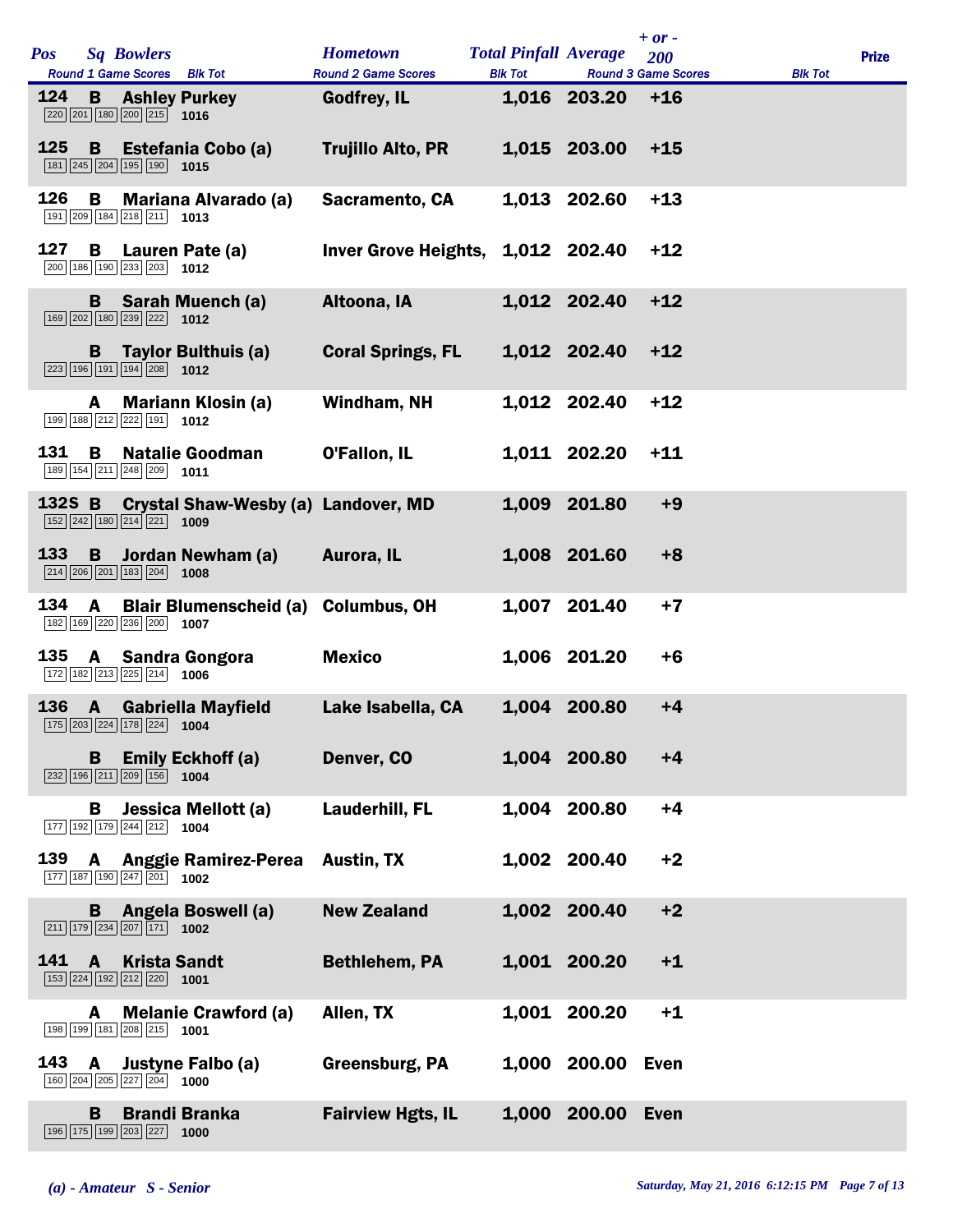| Pos | Sq | Bowlers | Hometown | Total Pinfall | Average | + or - 200 | Prize |
|---|---|---|---|---|---|---|---|
| Round 1 Game Scores | | Blk Tot | Round 2 Game Scores | Blk Tot | Round 3 Game Scores | Blk Tot | |
| 124 | B | Ashley Purkey | Godfrey, IL | 1,016 | 203.20 | +16 | |
| 220 201 180 200 215 | | 1016 | | | | | |
| 125 | B | Estefania Cobo (a) | Trujillo Alto, PR | 1,015 | 203.00 | +15 | |
| 181 245 204 195 190 | | 1015 | | | | | |
| 126 | B | Mariana Alvarado (a) | Sacramento, CA | 1,013 | 202.60 | +13 | |
| 191 209 184 218 211 | | 1013 | | | | | |
| 127 | B | Lauren Pate (a) | Inver Grove Heights, | 1,012 | 202.40 | +12 | |
| 200 186 190 233 203 | | 1012 | | | | | |
| | B | Sarah Muench (a) | Altoona, IA | 1,012 | 202.40 | +12 | |
| 169 202 180 239 222 | | 1012 | | | | | |
| | B | Taylor Bulthuis (a) | Coral Springs, FL | 1,012 | 202.40 | +12 | |
| 223 196 191 194 208 | | 1012 | | | | | |
| | A | Mariann Klosin (a) | Windham, NH | 1,012 | 202.40 | +12 | |
| 199 188 212 222 191 | | 1012 | | | | | |
| 131 | B | Natalie Goodman | O'Fallon, IL | 1,011 | 202.20 | +11 | |
| 189 154 211 248 209 | | 1011 | | | | | |
| 132S | B | Crystal Shaw-Wesby (a) | Landover, MD | 1,009 | 201.80 | +9 | |
| 152 242 180 214 221 | | 1009 | | | | | |
| 133 | B | Jordan Newham (a) | Aurora, IL | 1,008 | 201.60 | +8 | |
| 214 206 201 183 204 | | 1008 | | | | | |
| 134 | A | Blair Blumenscheid (a) | Columbus, OH | 1,007 | 201.40 | +7 | |
| 182 169 220 236 200 | | 1007 | | | | | |
| 135 | A | Sandra Gongora | Mexico | 1,006 | 201.20 | +6 | |
| 172 182 213 225 214 | | 1006 | | | | | |
| 136 | A | Gabriella Mayfield | Lake Isabella, CA | 1,004 | 200.80 | +4 | |
| 175 203 224 178 224 | | 1004 | | | | | |
| | B | Emily Eckhoff (a) | Denver, CO | 1,004 | 200.80 | +4 | |
| 232 196 211 209 156 | | 1004 | | | | | |
| | B | Jessica Mellott (a) | Lauderhill, FL | 1,004 | 200.80 | +4 | |
| 177 192 179 244 212 | | 1004 | | | | | |
| 139 | A | Anggie Ramirez-Perea | Austin, TX | 1,002 | 200.40 | +2 | |
| 177 187 190 247 201 | | 1002 | | | | | |
| | B | Angela Boswell (a) | New Zealand | 1,002 | 200.40 | +2 | |
| 211 179 234 207 171 | | 1002 | | | | | |
| 141 | A | Krista Sandt | Bethlehem, PA | 1,001 | 200.20 | +1 | |
| 153 224 192 212 220 | | 1001 | | | | | |
| | A | Melanie Crawford (a) | Allen, TX | 1,001 | 200.20 | +1 | |
| 198 199 181 208 215 | | 1001 | | | | | |
| 143 | A | Justyne Falbo (a) | Greensburg, PA | 1,000 | 200.00 | Even | |
| 160 204 205 227 204 | | 1000 | | | | | |
| | B | Brandi Branka | Fairview Hgts, IL | 1,000 | 200.00 | Even | |
| 196 175 199 203 227 | | 1000 | | | | | |

*(a) - Amateur S - Senior*

*Saturday, May 21, 2016 6:12:15 PM*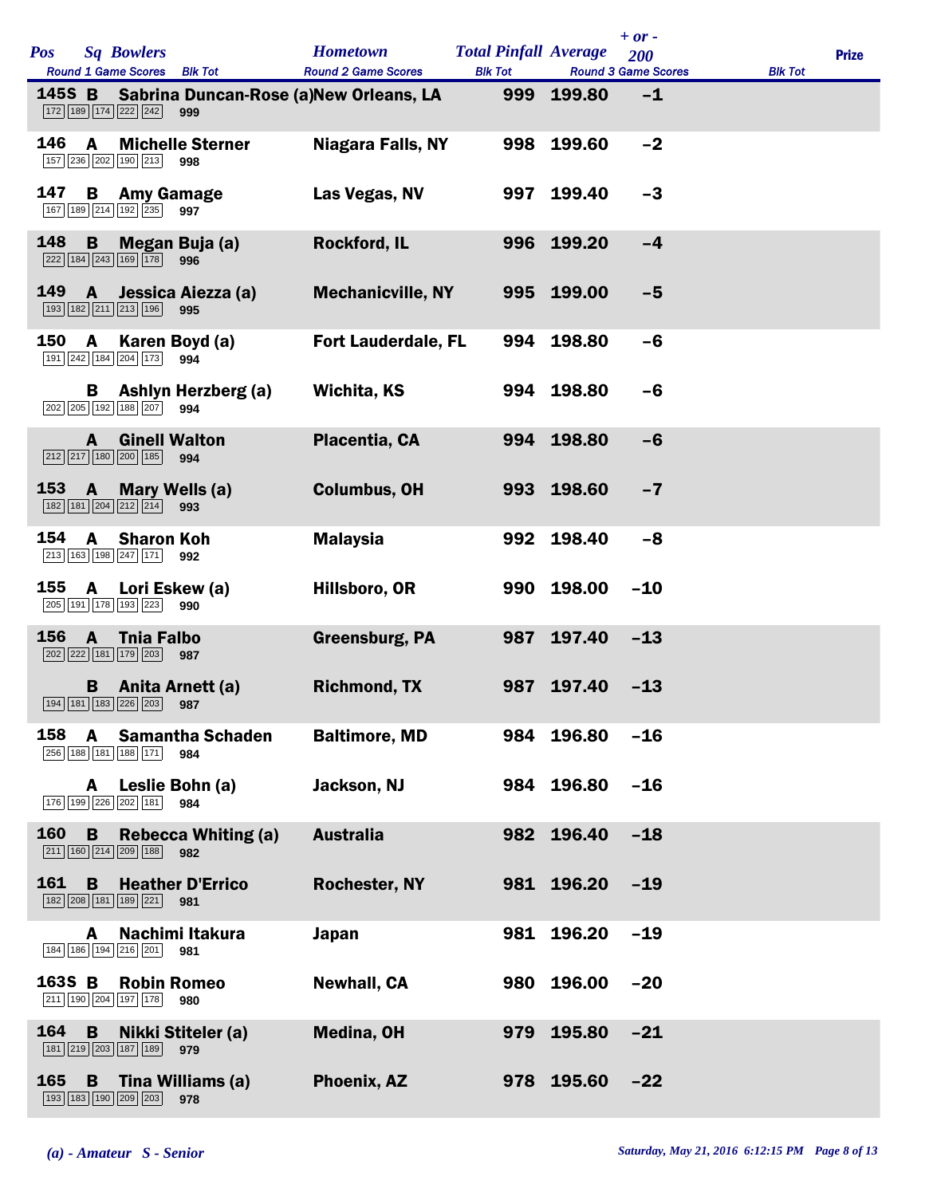| Pos | Sq | Bowlers | Hometown | Total Pinfall | Average | + or - 200 | Prize |
|---|---|---|---|---|---|---|---|
| | | Round 1 Game Scores / Blk Tot | Round 2 Game Scores / Blk Tot | | Round 3 Game Scores / Blk Tot | | |
| 145S | B | Sabrina Duncan-Rose (a) | New Orleans, LA | 999 | 199.80 | -1 | |
| | | 172 189 174 222 242 / 999 | | | | | |
| 146 | A | Michelle Sterner | Niagara Falls, NY | 998 | 199.60 | -2 | |
| | | 157 236 202 190 213 / 998 | | | | | |
| 147 | B | Amy Gamage | Las Vegas, NV | 997 | 199.40 | -3 | |
| | | 167 189 214 192 235 / 997 | | | | | |
| 148 | B | Megan Buja (a) | Rockford, IL | 996 | 199.20 | -4 | |
| | | 222 184 243 169 178 / 996 | | | | | |
| 149 | A | Jessica Aiezza (a) | Mechanicville, NY | 995 | 199.00 | -5 | |
| | | 193 182 211 213 196 / 995 | | | | | |
| 150 | A | Karen Boyd (a) | Fort Lauderdale, FL | 994 | 198.80 | -6 | |
| | | 191 242 184 204 173 / 994 | | | | | |
| | B | Ashlyn Herzberg (a) | Wichita, KS | 994 | 198.80 | -6 | |
| | | 202 205 192 188 207 / 994 | | | | | |
| | A | Ginell Walton | Placentia, CA | 994 | 198.80 | -6 | |
| | | 212 217 180 200 185 / 994 | | | | | |
| 153 | A | Mary Wells (a) | Columbus, OH | 993 | 198.60 | -7 | |
| | | 182 181 204 212 214 / 993 | | | | | |
| 154 | A | Sharon Koh | Malaysia | 992 | 198.40 | -8 | |
| | | 213 163 198 247 171 / 992 | | | | | |
| 155 | A | Lori Eskew (a) | Hillsboro, OR | 990 | 198.00 | -10 | |
| | | 205 191 178 193 223 / 990 | | | | | |
| 156 | A | Tnia Falbo | Greensburg, PA | 987 | 197.40 | -13 | |
| | | 202 222 181 179 203 / 987 | | | | | |
| | B | Anita Arnett (a) | Richmond, TX | 987 | 197.40 | -13 | |
| | | 194 181 183 226 203 / 987 | | | | | |
| 158 | A | Samantha Schaden | Baltimore, MD | 984 | 196.80 | -16 | |
| | | 256 188 181 188 171 / 984 | | | | | |
| | A | Leslie Bohn (a) | Jackson, NJ | 984 | 196.80 | -16 | |
| | | 176 199 226 202 181 / 984 | | | | | |
| 160 | B | Rebecca Whiting (a) | Australia | 982 | 196.40 | -18 | |
| | | 211 160 214 209 188 / 982 | | | | | |
| 161 | B | Heather D'Errico | Rochester, NY | 981 | 196.20 | -19 | |
| | | 182 208 181 189 221 / 981 | | | | | |
| | A | Nachimi Itakura | Japan | 981 | 196.20 | -19 | |
| | | 184 186 194 216 201 / 981 | | | | | |
| 163S | B | Robin Romeo | Newhall, CA | 980 | 196.00 | -20 | |
| | | 211 190 204 197 178 / 980 | | | | | |
| 164 | B | Nikki Stiteler (a) | Medina, OH | 979 | 195.80 | -21 | |
| | | 181 219 203 187 189 / 979 | | | | | |
| 165 | B | Tina Williams (a) | Phoenix, AZ | 978 | 195.60 | -22 | |
| | | 193 183 190 209 203 / 978 | | | | | |

*(a) - Amateur S - Senior*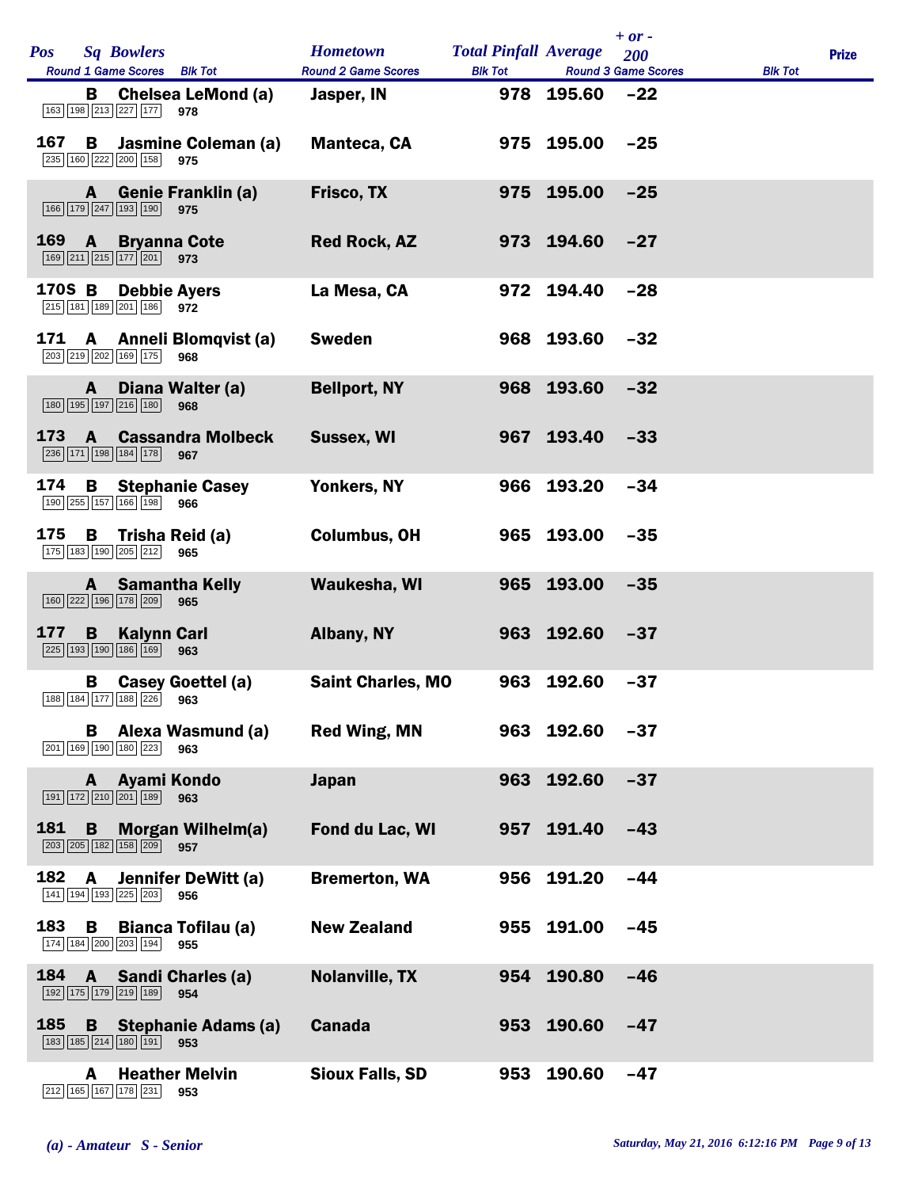| Pos | Sq | Bowlers | Hometown | Total Pinfall | Average | + or - 200 | Prize |
|---|---|---|---|---|---|---|---|
| Round 1 Game Scores | | Blk Tot | Round 2 Game Scores | Blk Tot | Round 3 Game Scores | Blk Tot | |
| | B | Chelsea LeMond (a) | Jasper, IN | 978 | 195.60 | −22 | |
| 163 198 213 227 177 | | 978 | | | | | |
| 167 | B | Jasmine Coleman (a) | Manteca, CA | 975 | 195.00 | −25 | |
| 235 160 222 200 158 | | 975 | | | | | |
| | A | Genie Franklin (a) | Frisco, TX | 975 | 195.00 | −25 | |
| 166 179 247 193 190 | | 975 | | | | | |
| 169 | A | Bryanna Cote | Red Rock, AZ | 973 | 194.60 | −27 | |
| 169 211 215 177 201 | | 973 | | | | | |
| 170S | B | Debbie Ayers | La Mesa, CA | 972 | 194.40 | −28 | |
| 215 181 189 201 186 | | 972 | | | | | |
| 171 | A | Anneli Blomqvist (a) | Sweden | 968 | 193.60 | −32 | |
| 203 219 202 169 175 | | 968 | | | | | |
| | A | Diana Walter (a) | Bellport, NY | 968 | 193.60 | −32 | |
| 180 195 197 216 180 | | 968 | | | | | |
| 173 | A | Cassandra Molbeck | Sussex, WI | 967 | 193.40 | −33 | |
| 236 171 198 184 178 | | 967 | | | | | |
| 174 | B | Stephanie Casey | Yonkers, NY | 966 | 193.20 | −34 | |
| 190 255 157 166 198 | | 966 | | | | | |
| 175 | B | Trisha Reid (a) | Columbus, OH | 965 | 193.00 | −35 | |
| 175 183 190 205 212 | | 965 | | | | | |
| | A | Samantha Kelly | Waukesha, WI | 965 | 193.00 | −35 | |
| 160 222 196 178 209 | | 965 | | | | | |
| 177 | B | Kalynn Carl | Albany, NY | 963 | 192.60 | −37 | |
| 225 193 190 186 169 | | 963 | | | | | |
| | B | Casey Goettel (a) | Saint Charles, MO | 963 | 192.60 | −37 | |
| 188 184 177 188 226 | | 963 | | | | | |
| | B | Alexa Wasmund (a) | Red Wing, MN | 963 | 192.60 | −37 | |
| 201 169 190 180 223 | | 963 | | | | | |
| | A | Ayami Kondo | Japan | 963 | 192.60 | −37 | |
| 191 172 210 201 189 | | 963 | | | | | |
| 181 | B | Morgan Wilhelm(a) | Fond du Lac, WI | 957 | 191.40 | −43 | |
| 203 205 182 158 209 | | 957 | | | | | |
| 182 | A | Jennifer DeWitt (a) | Bremerton, WA | 956 | 191.20 | −44 | |
| 141 194 193 225 203 | | 956 | | | | | |
| 183 | B | Bianca Tofilau (a) | New Zealand | 955 | 191.00 | −45 | |
| 174 184 200 203 194 | | 955 | | | | | |
| 184 | A | Sandi Charles (a) | Nolanville, TX | 954 | 190.80 | −46 | |
| 192 175 179 219 189 | | 954 | | | | | |
| 185 | B | Stephanie Adams (a) | Canada | 953 | 190.60 | −47 | |
| 183 185 214 180 191 | | 953 | | | | | |
| | A | Heather Melvin | Sioux Falls, SD | 953 | 190.60 | −47 | |
| 212 165 167 178 231 | | 953 | | | | | |

*(a) - Amateur S - Senior*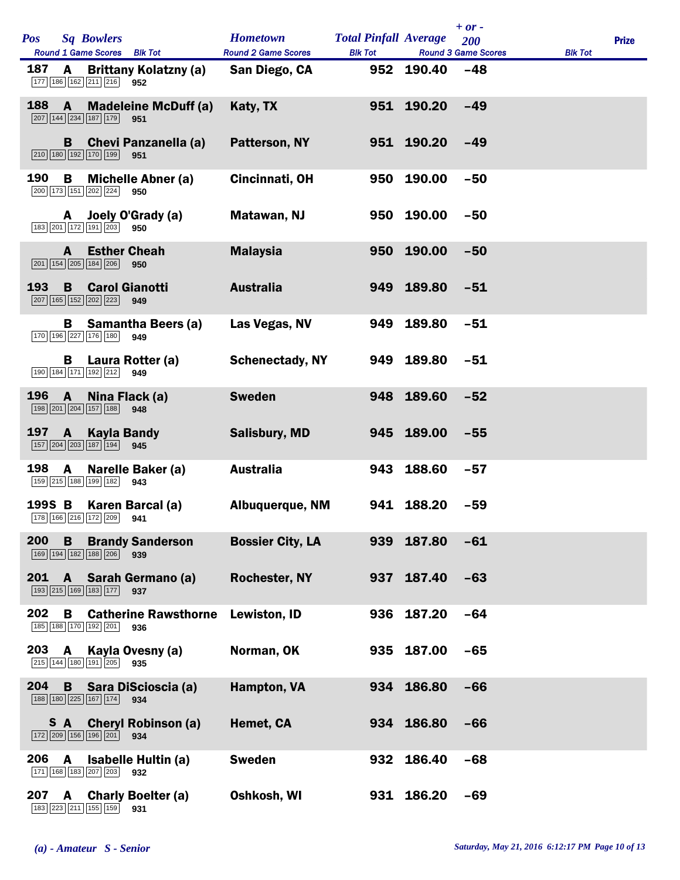| Pos | Sq | Bowlers | Round 1 Game Scores | Blk Tot | Hometown | Total Pinfall | Average | + or - 200 | Round 2 Game Scores | Blk Tot | Round 3 Game Scores | Blk Tot | Prize |
|---|---|---|---|---|---|---|---|---|---|---|---|---|---|
| 187 | A | Brittany Kolatzny (a) | 177 186 162 211 216 | 952 | San Diego, CA | 952 | 190.40 | -48 | | | | | |
| 188 | A | Madeleine McDuff (a) | 207 144 234 187 179 | 951 | Katy, TX | 951 | 190.20 | -49 | | | | | |
| | B | Chevi Panzanella (a) | 210 180 192 170 199 | 951 | Patterson, NY | 951 | 190.20 | -49 | | | | | |
| 190 | B | Michelle Abner (a) | 200 173 151 202 224 | 950 | Cincinnati, OH | 950 | 190.00 | -50 | | | | | |
| | A | Joely O'Grady (a) | 183 201 172 191 203 | 950 | Matawan, NJ | 950 | 190.00 | -50 | | | | | |
| | A | Esther Cheah | 201 154 205 184 206 | 950 | Malaysia | 950 | 190.00 | -50 | | | | | |
| 193 | B | Carol Gianotti | 207 165 152 202 223 | 949 | Australia | 949 | 189.80 | -51 | | | | | |
| | B | Samantha Beers (a) | 170 196 227 176 180 | 949 | Las Vegas, NV | 949 | 189.80 | -51 | | | | | |
| | B | Laura Rotter (a) | 190 184 171 192 212 | 949 | Schenectady, NY | 949 | 189.80 | -51 | | | | | |
| 196 | A | Nina Flack (a) | 198 201 204 157 188 | 948 | Sweden | 948 | 189.60 | -52 | | | | | |
| 197 | A | Kayla Bandy | 157 204 203 187 194 | 945 | Salisbury, MD | 945 | 189.00 | -55 | | | | | |
| 198 | A | Narelle Baker (a) | 159 215 188 199 182 | 943 | Australia | 943 | 188.60 | -57 | | | | | |
| 199S | B | Karen Barcal (a) | 178 166 216 172 209 | 941 | Albuquerque, NM | 941 | 188.20 | -59 | | | | | |
| 200 | B | Brandy Sanderson | 169 194 182 188 206 | 939 | Bossier City, LA | 939 | 187.80 | -61 | | | | | |
| 201 | A | Sarah Germano (a) | 193 215 169 183 177 | 937 | Rochester, NY | 937 | 187.40 | -63 | | | | | |
| 202 | B | Catherine Rawsthorne | 185 188 170 192 201 | 936 | Lewiston, ID | 936 | 187.20 | -64 | | | | | |
| 203 | A | Kayla Ovesny (a) | 215 144 180 191 205 | 935 | Norman, OK | 935 | 187.00 | -65 | | | | | |
| 204 | B | Sara DiScioscia (a) | 188 180 225 167 174 | 934 | Hampton, VA | 934 | 186.80 | -66 | | | | | |
| S | A | Cheryl Robinson (a) | 172 209 156 196 201 | 934 | Hemet, CA | 934 | 186.80 | -66 | | | | | |
| 206 | A | Isabelle Hultin (a) | 171 168 183 207 203 | 932 | Sweden | 932 | 186.40 | -68 | | | | | |
| 207 | A | Charly Boelter (a) | 183 223 211 155 159 | 931 | Oshkosh, WI | 931 | 186.20 | -69 | | | | | |

*(a) - Amateur S - Senior*

*Saturday, May 21, 2016 6:12:17 PM*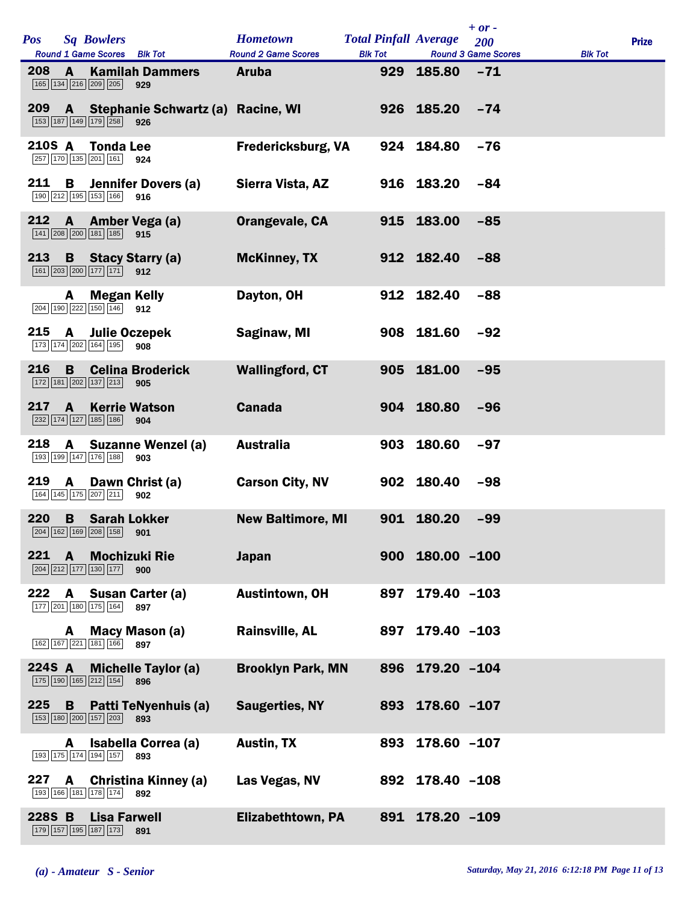| Pos | Sq | Bowlers | Hometown | Total Pinfall | Average | + or - 200 | Prize |
|---|---|---|---|---|---|---|---|
| Round 1 Game Scores | | Blk Tot | Round 2 Game Scores | Blk Tot | Round 3 Game Scores | Blk Tot | |
| 208 | A | Kamilah Dammers | Aruba | 929 | 185.80 | -71 | |
| 165 134 216 209 205 | | 929 | | | | | |
| 209 | A | Stephanie Schwartz (a) | Racine, WI | 926 | 185.20 | -74 | |
| 153 187 149 179 258 | | 926 | | | | | |
| 210S | A | Tonda Lee | Fredericksburg, VA | 924 | 184.80 | -76 | |
| 257 170 135 201 161 | | 924 | | | | | |
| 211 | B | Jennifer Dovers (a) | Sierra Vista, AZ | 916 | 183.20 | -84 | |
| 190 212 195 153 166 | | 916 | | | | | |
| 212 | A | Amber Vega (a) | Orangevale, CA | 915 | 183.00 | -85 | |
| 141 208 200 181 185 | | 915 | | | | | |
| 213 | B | Stacy Starry (a) | McKinney, TX | 912 | 182.40 | -88 | |
| 161 203 200 177 171 | | 912 | | | | | |
| | A | Megan Kelly | Dayton, OH | 912 | 182.40 | -88 | |
| 204 190 222 150 146 | | 912 | | | | | |
| 215 | A | Julie Oczepek | Saginaw, MI | 908 | 181.60 | -92 | |
| 173 174 202 164 195 | | 908 | | | | | |
| 216 | B | Celina Broderick | Wallingford, CT | 905 | 181.00 | -95 | |
| 172 181 202 137 213 | | 905 | | | | | |
| 217 | A | Kerrie Watson | Canada | 904 | 180.80 | -96 | |
| 232 174 127 185 186 | | 904 | | | | | |
| 218 | A | Suzanne Wenzel (a) | Australia | 903 | 180.60 | -97 | |
| 193 199 147 176 188 | | 903 | | | | | |
| 219 | A | Dawn Christ (a) | Carson City, NV | 902 | 180.40 | -98 | |
| 164 145 175 207 211 | | 902 | | | | | |
| 220 | B | Sarah Lokker | New Baltimore, MI | 901 | 180.20 | -99 | |
| 204 162 169 208 158 | | 901 | | | | | |
| 221 | A | Mochizuki Rie | Japan | 900 | 180.00 | -100 | |
| 204 212 177 130 177 | | 900 | | | | | |
| 222 | A | Susan Carter (a) | Austintown, OH | 897 | 179.40 | -103 | |
| 177 201 180 175 164 | | 897 | | | | | |
| | A | Macy Mason (a) | Rainsville, AL | 897 | 179.40 | -103 | |
| 162 167 221 181 166 | | 897 | | | | | |
| 224S | A | Michelle Taylor (a) | Brooklyn Park, MN | 896 | 179.20 | -104 | |
| 175 190 165 212 154 | | 896 | | | | | |
| 225 | B | Patti TeNyenhuis (a) | Saugerties, NY | 893 | 178.60 | -107 | |
| 153 180 200 157 203 | | 893 | | | | | |
| | A | Isabella Correa (a) | Austin, TX | 893 | 178.60 | -107 | |
| 193 175 174 194 157 | | 893 | | | | | |
| 227 | A | Christina Kinney (a) | Las Vegas, NV | 892 | 178.40 | -108 | |
| 193 166 181 178 174 | | 892 | | | | | |
| 228S | B | Lisa Farwell | Elizabethtown, PA | 891 | 178.20 | -109 | |
| 179 157 195 187 173 | | 891 | | | | | |

*(a) - Amateur S - Senior*

*Saturday, May 21, 2016 6:12:18 PM*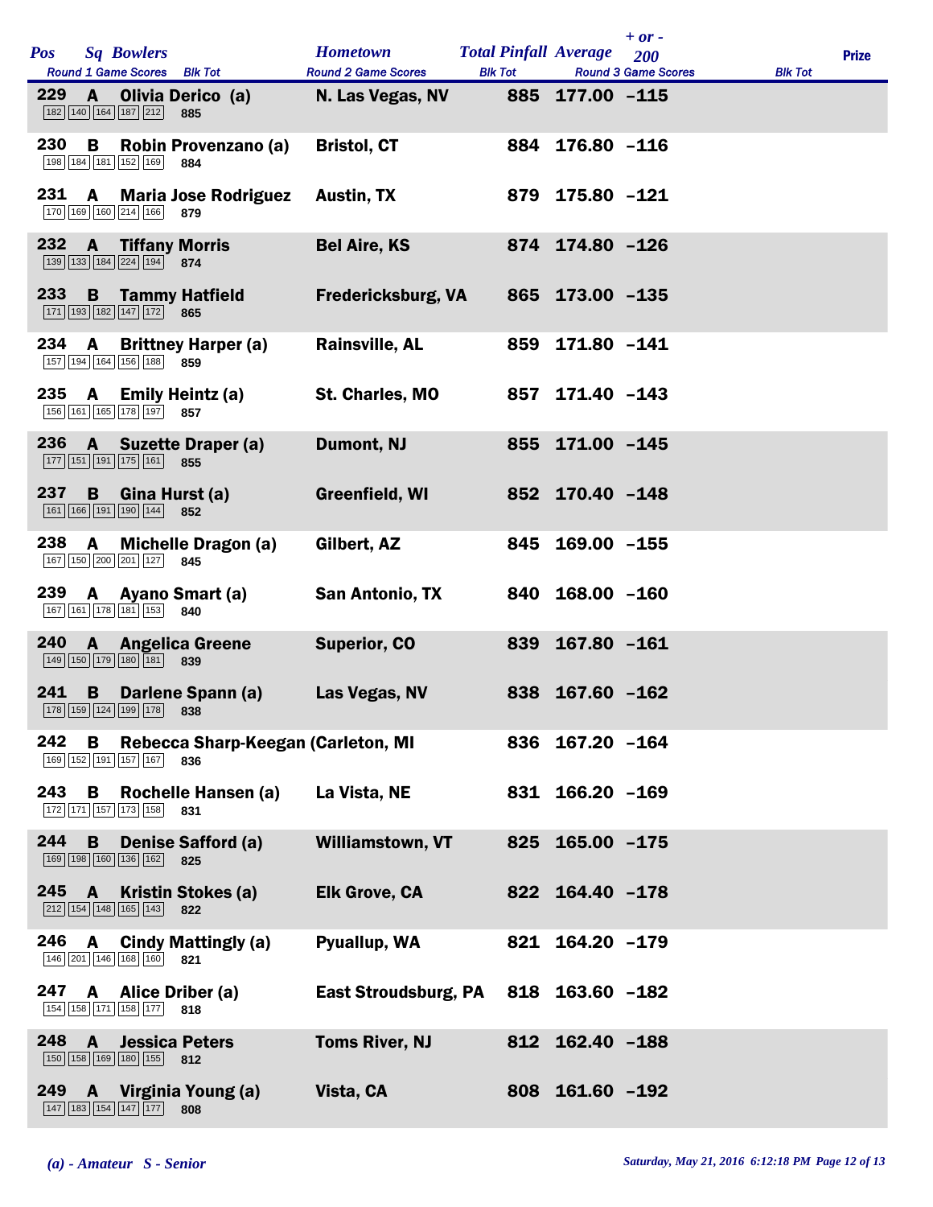| Pos | Sq | Bowlers | Hometown | Total Pinfall | Average | + or - 200 | Prize |
|---|---|---|---|---|---|---|---|
| | | Round 1 Game Scores / Blk Tot | Round 2 Game Scores / Blk Tot | | Round 3 Game Scores / Blk Tot | | |
| 229 | A | Olivia Derico (a) | N. Las Vegas, NV | 885 | 177.00 | -115 | |
| | | 182 140 164 187 212 / 885 | | | | | |
| 230 | B | Robin Provenzano (a) | Bristol, CT | 884 | 176.80 | -116 | |
| | | 198 184 181 152 169 / 884 | | | | | |
| 231 | A | Maria Jose Rodriguez | Austin, TX | 879 | 175.80 | -121 | |
| | | 170 169 160 214 166 / 879 | | | | | |
| 232 | A | Tiffany Morris | Bel Aire, KS | 874 | 174.80 | -126 | |
| | | 139 133 184 224 194 / 874 | | | | | |
| 233 | B | Tammy Hatfield | Fredericksburg, VA | 865 | 173.00 | -135 | |
| | | 171 193 182 147 172 / 865 | | | | | |
| 234 | A | Brittney Harper (a) | Rainsville, AL | 859 | 171.80 | -141 | |
| | | 157 194 164 156 188 / 859 | | | | | |
| 235 | A | Emily Heintz (a) | St. Charles, MO | 857 | 171.40 | -143 | |
| | | 156 161 165 178 197 / 857 | | | | | |
| 236 | A | Suzette Draper (a) | Dumont, NJ | 855 | 171.00 | -145 | |
| | | 177 151 191 175 161 / 855 | | | | | |
| 237 | B | Gina Hurst (a) | Greenfield, WI | 852 | 170.40 | -148 | |
| | | 161 166 191 190 144 / 852 | | | | | |
| 238 | A | Michelle Dragon (a) | Gilbert, AZ | 845 | 169.00 | -155 | |
| | | 167 150 200 201 127 / 845 | | | | | |
| 239 | A | Ayano Smart (a) | San Antonio, TX | 840 | 168.00 | -160 | |
| | | 167 161 178 181 153 / 840 | | | | | |
| 240 | A | Angelica Greene | Superior, CO | 839 | 167.80 | -161 | |
| | | 149 150 179 180 181 / 839 | | | | | |
| 241 | B | Darlene Spann (a) | Las Vegas, NV | 838 | 167.60 | -162 | |
| | | 178 159 124 199 178 / 838 | | | | | |
| 242 | B | Rebecca Sharp-Keegan ( | Carleton, MI | 836 | 167.20 | -164 | |
| | | 169 152 191 157 167 / 836 | | | | | |
| 243 | B | Rochelle Hansen (a) | La Vista, NE | 831 | 166.20 | -169 | |
| | | 172 171 157 173 158 / 831 | | | | | |
| 244 | B | Denise Safford (a) | Williamstown, VT | 825 | 165.00 | -175 | |
| | | 169 198 160 136 162 / 825 | | | | | |
| 245 | A | Kristin Stokes (a) | Elk Grove, CA | 822 | 164.40 | -178 | |
| | | 212 154 148 165 143 / 822 | | | | | |
| 246 | A | Cindy Mattingly (a) | Pyuallup, WA | 821 | 164.20 | -179 | |
| | | 146 201 146 168 160 / 821 | | | | | |
| 247 | A | Alice Driber (a) | East Stroudsburg, PA | 818 | 163.60 | -182 | |
| | | 154 158 171 158 177 / 818 | | | | | |
| 248 | A | Jessica Peters | Toms River, NJ | 812 | 162.40 | -188 | |
| | | 150 158 169 180 155 / 812 | | | | | |
| 249 | A | Virginia Young (a) | Vista, CA | 808 | 161.60 | -192 | |
| | | 147 183 154 147 177 / 808 | | | | | |

*(a) - Amateur S - Senior*

*Saturday, May 21, 2016 6:12:18 PM*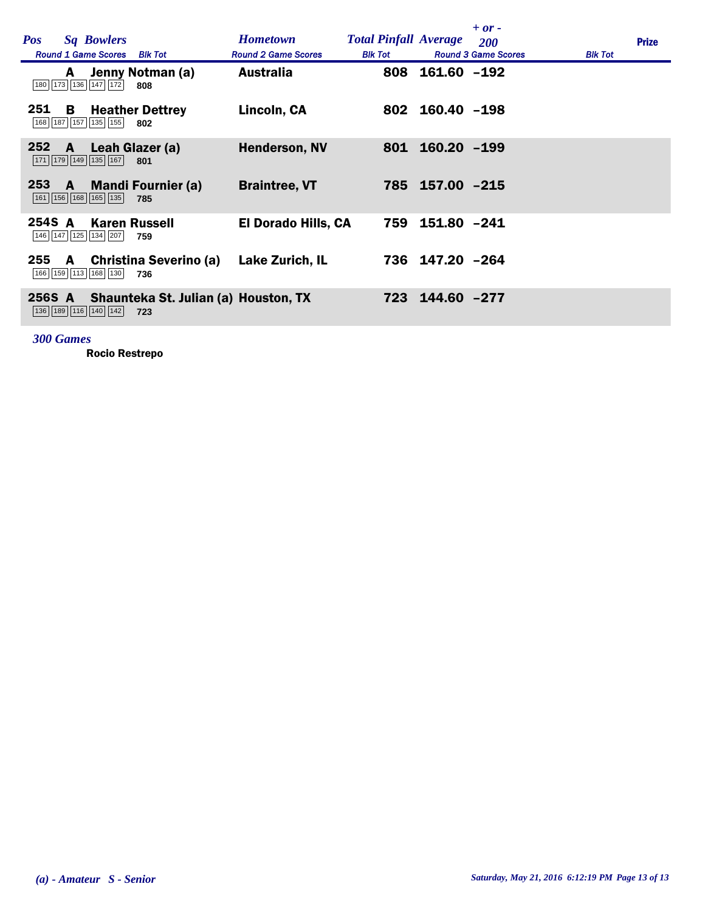| Pos | Sq | Bowlers | Hometown | Total Pinfall | Average | + or - 200 | Prize |
|---|---|---|---|---|---|---|---|
| | A | Jenny Notman (a) | Australia | 808 | 161.60 | -192 | |
| | | 180 173 136 147 172 — 808 | | | | | |
| 251 | B | Heather Dettrey | Lincoln, CA | 802 | 160.40 | -198 | |
| | | 168 187 157 135 155 — 802 | | | | | |
| 252 | A | Leah Glazer (a) | Henderson, NV | 801 | 160.20 | -199 | |
| | | 171 179 149 135 167 — 801 | | | | | |
| 253 | A | Mandi Fournier (a) | Braintree, VT | 785 | 157.00 | -215 | |
| | | 161 156 168 165 135 — 785 | | | | | |
| 254S | A | Karen Russell | El Dorado Hills, CA | 759 | 151.80 | -241 | |
| | | 146 147 125 134 207 — 759 | | | | | |
| 255 | A | Christina Severino (a) | Lake Zurich, IL | 736 | 147.20 | -264 | |
| | | 166 159 113 168 130 — 736 | | | | | |
| 256S | A | Shaunteka St. Julian (a) | Houston, TX | 723 | 144.60 | -277 | |
| | | 136 189 116 140 142 — 723 | | | | | |

*300 Games*

**Rocio Restrepo**

*(a) - Amateur S - Senior*

*Saturday, May 21, 2016 6:12:19 PM*